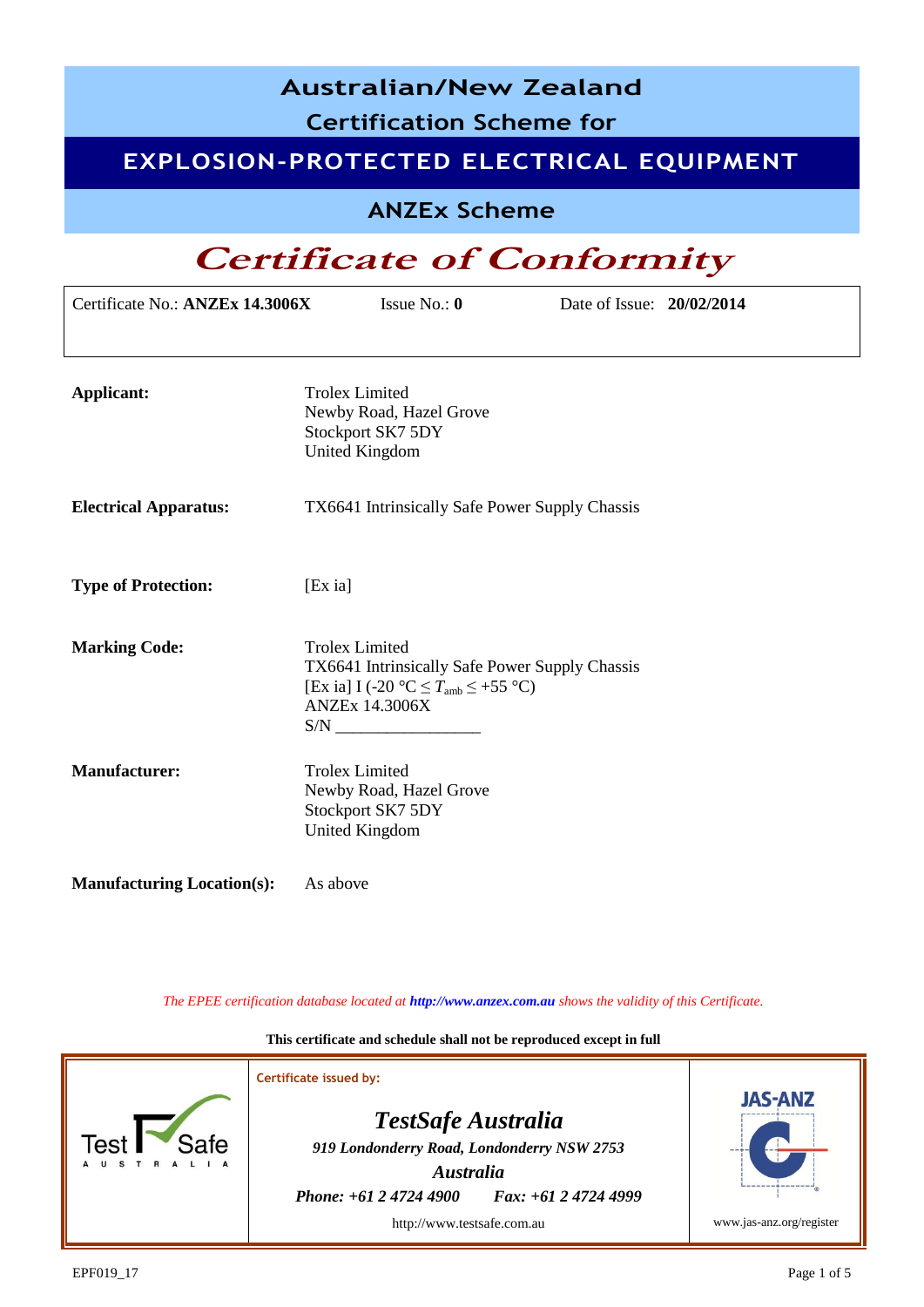# Australian/New Zealand Certification Scheme for

## EXPLOSION-PROTECTED ELECTRICAL EQUIPMENT

### ANZEx Scheme

# *Certificate of Conformity*

| Certificate No.: **ANZEx 14.3006X** | Issue No.: **0** | Date of Issue: **20/02/2014** |
|---|---|---|

**Applicant:**
Trolex Limited
Newby Road, Hazel Grove
Stockport SK7 5DY
United Kingdom

**Electrical Apparatus:** TX6641 Intrinsically Safe Power Supply Chassis

**Type of Protection:** [Ex ia]

**Marking Code:**
Trolex Limited
TX6641 Intrinsically Safe Power Supply Chassis
[Ex ia] I (-20 °C ≤ $T_{amb}$ ≤ +55 °C)
ANZEx 14.3006X
S/N _________________

**Manufacturer:**
Trolex Limited
Newby Road, Hazel Grove
Stockport SK7 5DY
United Kingdom

**Manufacturing Location(s):** As above

*The EPEE certification database located at* ***http://www.anzex.com.au*** *shows the validity of this Certificate.*

**This certificate and schedule shall not be reproduced except in full**

Certificate issued by:

***TestSafe Australia***
*919 Londonderry Road, Londonderry NSW 2753*
***Australia***
***Phone: +61 2 4724 4900*** ***Fax: +61 2 4724 4999***
http://www.testsafe.com.au

JAS-ANZ
www.jas-anz.org/register

EPF019_17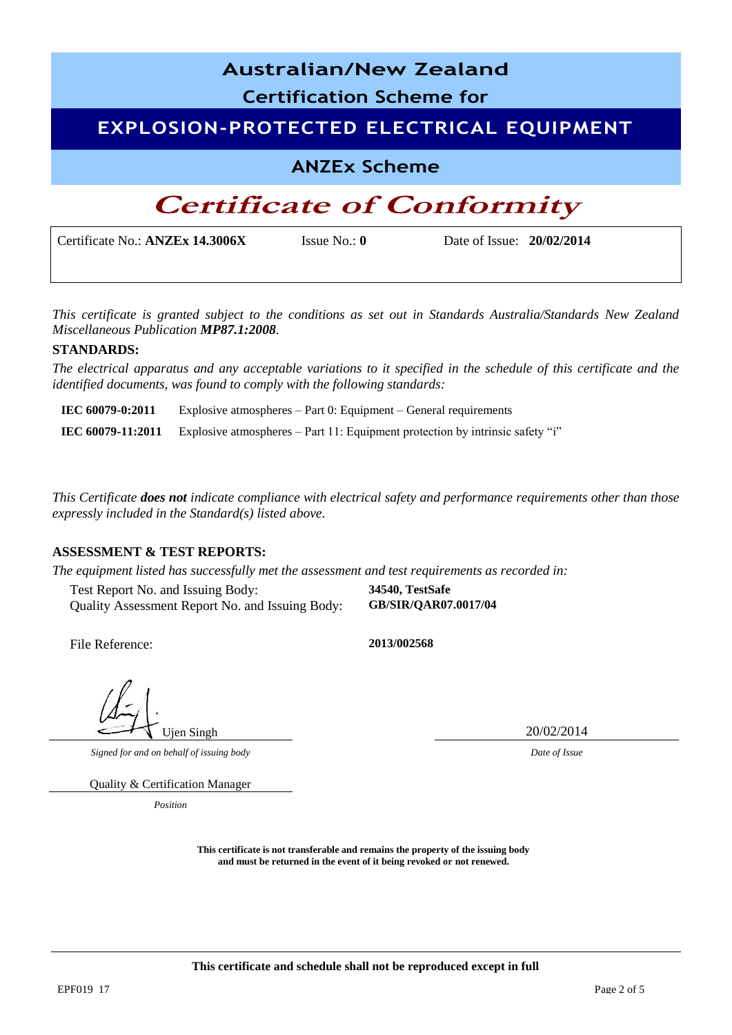# Australian/New Zealand

## Certification Scheme for

## EXPLOSION-PROTECTED ELECTRICAL EQUIPMENT

## ANZEx Scheme

# *Certificate of Conformity*

| Certificate No.: **ANZEx 14.3006X** | Issue No.: **0** | Date of Issue: **20/02/2014** |
|---|---|---|

*This certificate is granted subject to the conditions as set out in Standards Australia/Standards New Zealand Miscellaneous Publication* ***MP87.1:2008****.*

**STANDARDS:**

*The electrical apparatus and any acceptable variations to it specified in the schedule of this certificate and the identified documents, was found to comply with the following standards:*

| | |
|---|---|
| **IEC 60079-0:2011** | Explosive atmospheres – Part 0: Equipment – General requirements |
| **IEC 60079-11:2011** | Explosive atmospheres – Part 11: Equipment protection by intrinsic safety "i" |

*This Certificate* ***does not*** *indicate compliance with electrical safety and performance requirements other than those expressly included in the Standard(s) listed above.*

**ASSESSMENT & TEST REPORTS:**

*The equipment listed has successfully met the assessment and test requirements as recorded in:*

| | |
|---|---|
| Test Report No. and Issuing Body: | **34540, TestSafe** |
| Quality Assessment Report No. and Issuing Body: | **GB/SIR/QAR07.0017/04** |
| File Reference: | **2013/002568** |

Ujen Singh
*Signed for and on behalf of issuing body*

20/02/2014
*Date of Issue*

Quality & Certification Manager
*Position*

**This certificate is not transferable and remains the property of the issuing body and must be returned in the event of it being revoked or not renewed.**

**This certificate and schedule shall not be reproduced except in full**

EPF019 17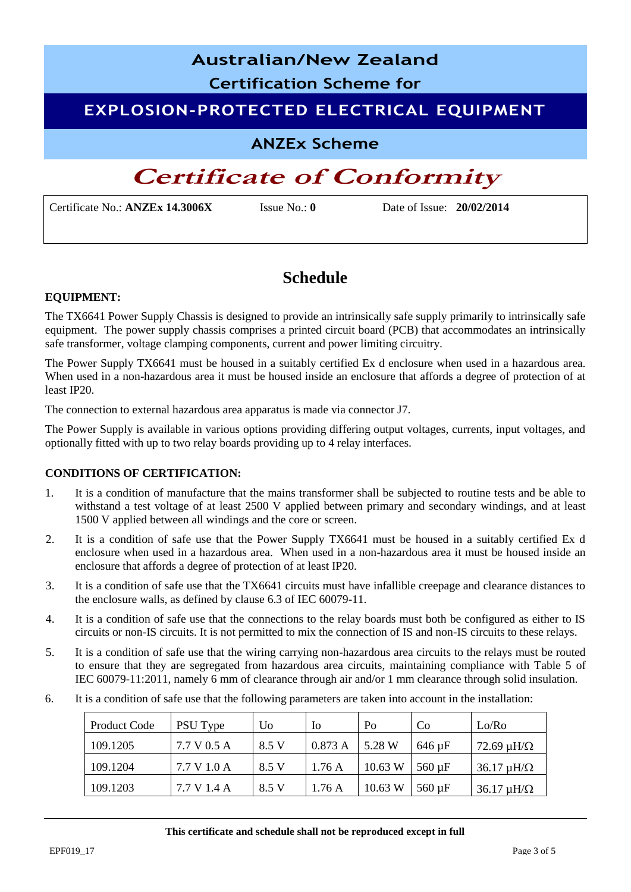# Australian/New Zealand Certification Scheme for

## EXPLOSION-PROTECTED ELECTRICAL EQUIPMENT

### ANZEx Scheme

# *Certificate of Conformity*

| Certificate No.: **ANZEx 14.3006X** | Issue No.: **0** | Date of Issue: **20/02/2014** |
|---|---|---|

## Schedule

**EQUIPMENT:**

The TX6641 Power Supply Chassis is designed to provide an intrinsically safe supply primarily to intrinsically safe equipment. The power supply chassis comprises a printed circuit board (PCB) that accommodates an intrinsically safe transformer, voltage clamping components, current and power limiting circuitry.

The Power Supply TX6641 must be housed in a suitably certified Ex d enclosure when used in a hazardous area. When used in a non-hazardous area it must be housed inside an enclosure that affords a degree of protection of at least IP20.

The connection to external hazardous area apparatus is made via connector J7.

The Power Supply is available in various options providing differing output voltages, currents, input voltages, and optionally fitted with up to two relay boards providing up to 4 relay interfaces.

**CONDITIONS OF CERTIFICATION:**

1. It is a condition of manufacture that the mains transformer shall be subjected to routine tests and be able to withstand a test voltage of at least 2500 V applied between primary and secondary windings, and at least 1500 V applied between all windings and the core or screen.
2. It is a condition of safe use that the Power Supply TX6641 must be housed in a suitably certified Ex d enclosure when used in a hazardous area. When used in a non-hazardous area it must be housed inside an enclosure that affords a degree of protection of at least IP20.
3. It is a condition of safe use that the TX6641 circuits must have infallible creepage and clearance distances to the enclosure walls, as defined by clause 6.3 of IEC 60079-11.
4. It is a condition of safe use that the connections to the relay boards must both be configured as either to IS circuits or non-IS circuits. It is not permitted to mix the connection of IS and non-IS circuits to these relays.
5. It is a condition of safe use that the wiring carrying non-hazardous area circuits to the relays must be routed to ensure that they are segregated from hazardous area circuits, maintaining compliance with Table 5 of IEC 60079-11:2011, namely 6 mm of clearance through air and/or 1 mm clearance through solid insulation.
6. It is a condition of safe use that the following parameters are taken into account in the installation:

| Product Code | PSU Type | Uo | Io | Po | Co | Lo/Ro |
|---|---|---|---|---|---|---|
| 109.1205 | 7.7 V 0.5 A | 8.5 V | 0.873 A | 5.28 W | 646 µF | 72.69 µH/Ω |
| 109.1204 | 7.7 V 1.0 A | 8.5 V | 1.76 A | 10.63 W | 560 µF | 36.17 µH/Ω |
| 109.1203 | 7.7 V 1.4 A | 8.5 V | 1.76 A | 10.63 W | 560 µF | 36.17 µH/Ω |

**This certificate and schedule shall not be reproduced except in full**

EPF019_17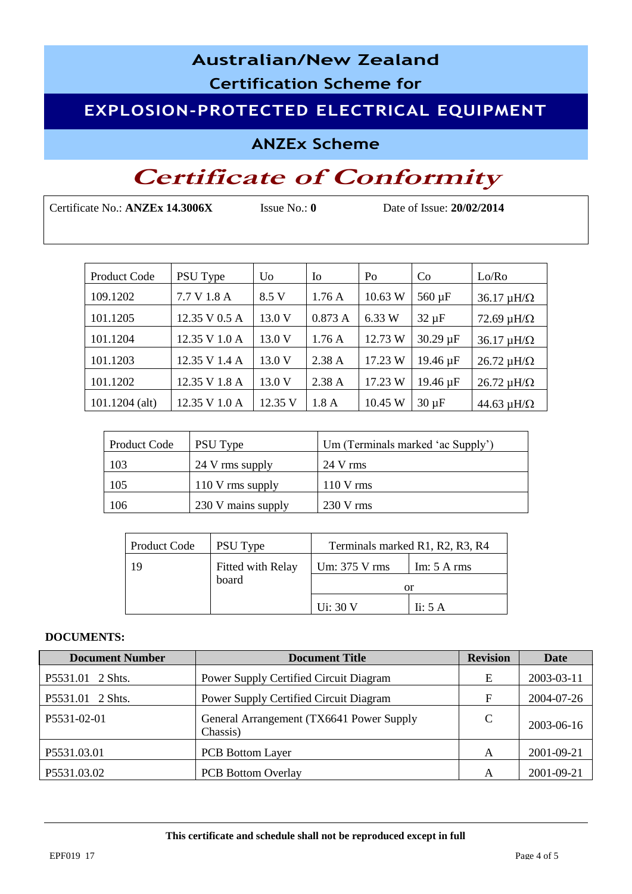# Australian/New Zealand Certification Scheme for

## EXPLOSION-PROTECTED ELECTRICAL EQUIPMENT

### ANZEx Scheme

# *Certificate of Conformity*

Certificate No.: **ANZEx 14.3006X** Issue No.: **0** Date of Issue: **20/02/2014**

| Product Code | PSU Type | Uo | Io | Po | Co | Lo/Ro |
|---|---|---|---|---|---|---|
| 109.1202 | 7.7 V 1.8 A | 8.5 V | 1.76 A | 10.63 W | 560 µF | 36.17 µH/Ω |
| 101.1205 | 12.35 V 0.5 A | 13.0 V | 0.873 A | 6.33 W | 32 µF | 72.69 µH/Ω |
| 101.1204 | 12.35 V 1.0 A | 13.0 V | 1.76 A | 12.73 W | 30.29 µF | 36.17 µH/Ω |
| 101.1203 | 12.35 V 1.4 A | 13.0 V | 2.38 A | 17.23 W | 19.46 µF | 26.72 µH/Ω |
| 101.1202 | 12.35 V 1.8 A | 13.0 V | 2.38 A | 17.23 W | 19.46 µF | 26.72 µH/Ω |
| 101.1204 (alt) | 12.35 V 1.0 A | 12.35 V | 1.8 A | 10.45 W | 30 µF | 44.63 µH/Ω |

| Product Code | PSU Type | Um (Terminals marked 'ac Supply') |
|---|---|---|
| 103 | 24 V rms supply | 24 V rms |
| 105 | 110 V rms supply | 110 V rms |
| 106 | 230 V mains supply | 230 V rms |

| Product Code | PSU Type | Terminals marked R1, R2, R3, R4 | |
|---|---|---|---|
| 19 | Fitted with Relay board | Um: 375 V rms | Im: 5 A rms |
| | | or | |
| | | Ui: 30 V | Ii: 5 A |

**DOCUMENTS:**

| Document Number | Document Title | Revision | Date |
|---|---|---|---|
| P5531.01 2 Shts. | Power Supply Certified Circuit Diagram | E | 2003-03-11 |
| P5531.01 2 Shts. | Power Supply Certified Circuit Diagram | F | 2004-07-26 |
| P5531-02-01 | General Arrangement (TX6641 Power Supply Chassis) | C | 2003-06-16 |
| P5531.03.01 | PCB Bottom Layer | A | 2001-09-21 |
| P5531.03.02 | PCB Bottom Overlay | A | 2001-09-21 |

**This certificate and schedule shall not be reproduced except in full**

EPF019 17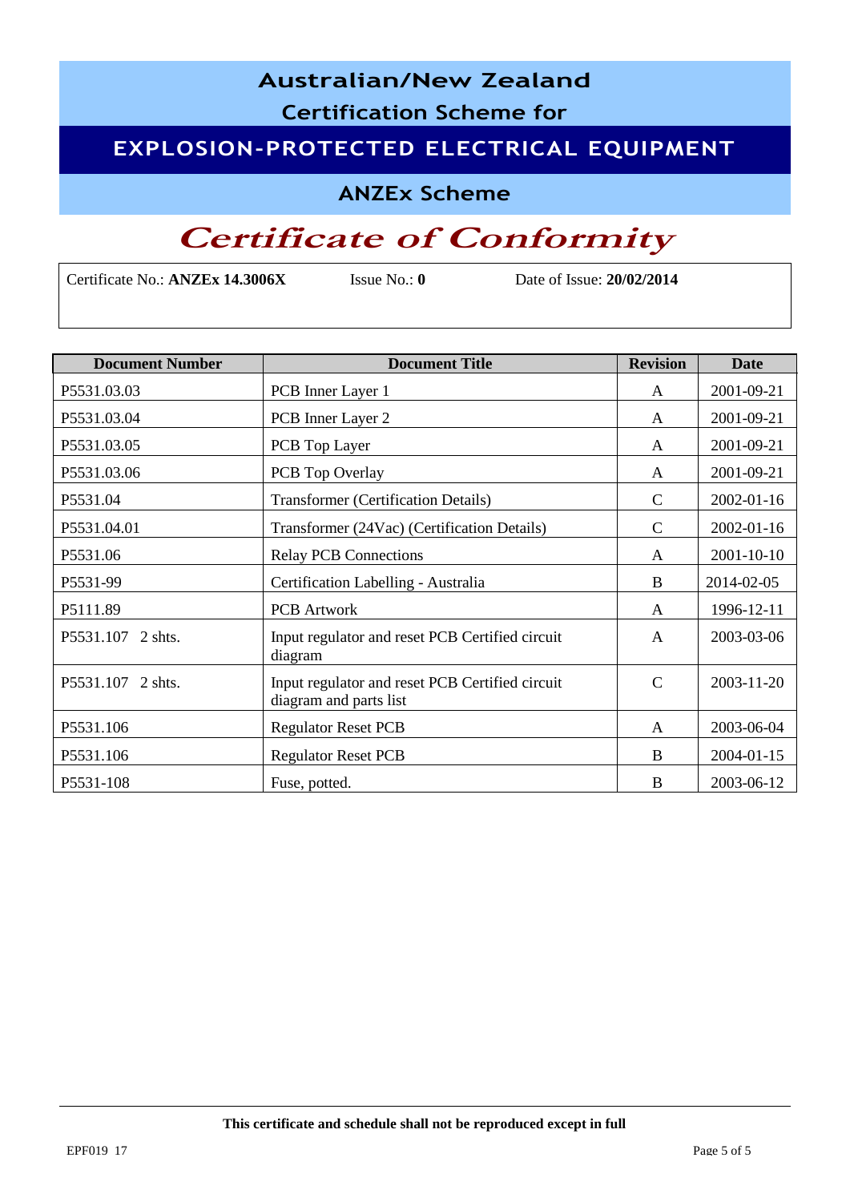# Australian/New Zealand Certification Scheme for

## EXPLOSION-PROTECTED ELECTRICAL EQUIPMENT

### ANZEx Scheme

## *Certificate of Conformity*

Certificate No.: **ANZEx 14.3006X** Issue No.: **0** Date of Issue: **20/02/2014**

| Document Number | Document Title | Revision | Date |
|---|---|---|---|
| P5531.03.03 | PCB Inner Layer 1 | A | 2001-09-21 |
| P5531.03.04 | PCB Inner Layer 2 | A | 2001-09-21 |
| P5531.03.05 | PCB Top Layer | A | 2001-09-21 |
| P5531.03.06 | PCB Top Overlay | A | 2001-09-21 |
| P5531.04 | Transformer (Certification Details) | C | 2002-01-16 |
| P5531.04.01 | Transformer (24Vac) (Certification Details) | C | 2002-01-16 |
| P5531.06 | Relay PCB Connections | A | 2001-10-10 |
| P5531-99 | Certification Labelling - Australia | B | 2014-02-05 |
| P5111.89 | PCB Artwork | A | 1996-12-11 |
| P5531.107 2 shts. | Input regulator and reset PCB Certified circuit diagram | A | 2003-03-06 |
| P5531.107 2 shts. | Input regulator and reset PCB Certified circuit diagram and parts list | C | 2003-11-20 |
| P5531.106 | Regulator Reset PCB | A | 2003-06-04 |
| P5531.106 | Regulator Reset PCB | B | 2004-01-15 |
| P5531-108 | Fuse, potted. | B | 2003-06-12 |

**This certificate and schedule shall not be reproduced except in full**

EPF019 17